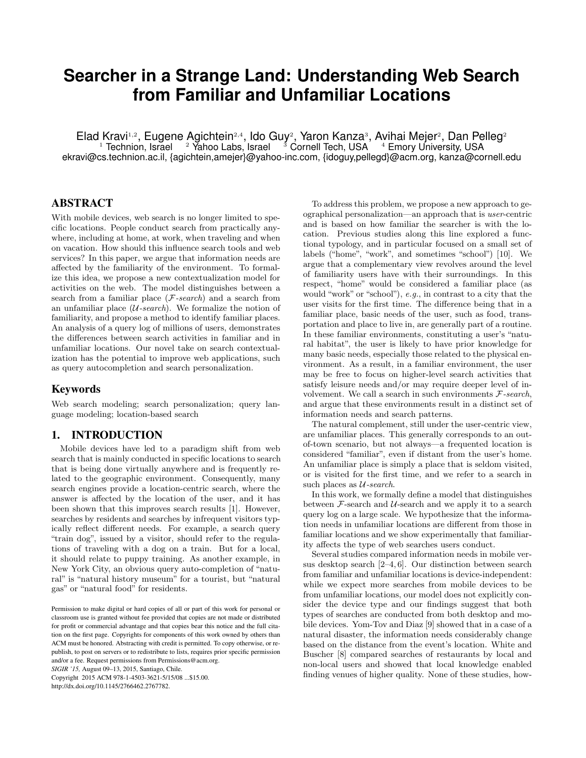# Searcher in a Strange Land: Understanding Web Search from Familiar and Unfamiliar Locations

Elad Kravi[1,2], Eugene Agichtein[2,4], Ido Guy[2], Yaron Kanza[3], Avihai Mejer[2], Dan Pelleg[2]

[1] Technion, Israel [2] Yahoo Labs, Israel [3] Cornell Tech, USA [4] Emory University, USA

ekravi@cs.technion.ac.il, {agichtein,amejer}@yahoo-inc.com, {idoguy,pellegd}@acm.org, kanza@cornell.edu

## ABSTRACT

With mobile devices, web search is no longer limited to specific locations. People conduct search from practically anywhere, including at home, at work, when traveling and when on vacation. How should this influence search tools and web services? In this paper, we argue that information needs are affected by the familiarity of the environment. To formalize this idea, we propose a new contextualization model for activities on the web. The model distinguishes between a search from a familiar place ($\mathcal{F}$*-search*) and a search from an unfamiliar place ($\mathcal{U}$*-search*). We formalize the notion of familiarity, and propose a method to identify familiar places. An analysis of a query log of millions of users, demonstrates the differences between search activities in familiar and in unfamiliar locations. Our novel take on search contextualization has the potential to improve web applications, such as query autocompletion and search personalization.

## Keywords

Web search modeling; search personalization; query language modeling; location-based search

## 1. INTRODUCTION

Mobile devices have led to a paradigm shift from web search that is mainly conducted in specific locations to search that is being done virtually anywhere and is frequently related to the geographic environment. Consequently, many search engines provide a location-centric search, where the answer is affected by the location of the user, and it has been shown that this improves search results [1]. However, searches by residents and searches by infrequent visitors typically reflect different needs. For example, a search query "train dog", issued by a visitor, should refer to the regulations of traveling with a dog on a train. But for a local, it should relate to puppy training. As another example, in New York City, an obvious query auto-completion of "natural" is "natural history museum" for a tourist, but "natural gas" or "natural food" for residents.

Permission to make digital or hard copies of all or part of this work for personal or classroom use is granted without fee provided that copies are not made or distributed for profit or commercial advantage and that copies bear this notice and the full citation on the first page. Copyrights for components of this work owned by others than ACM must be honored. Abstracting with credit is permitted. To copy otherwise, or republish, to post on servers or to redistribute to lists, requires prior specific permission and/or a fee. Request permissions from Permissions@acm.org.
*SIGIR '15,* August 09–13, 2015, Santiago, Chile.
Copyright 2015 ACM 978-1-4503-3621-5/15/08 ...$15.00.
http://dx.doi.org/10.1145/2766462.2767782.

To address this problem, we propose a new approach to geographical personalization—an approach that is *user*-centric and is based on how familiar the searcher is with the location. Previous studies along this line explored a functional typology, and in particular focused on a small set of labels ("home", "work", and sometimes "school") [10]. We argue that a complementary view revolves around the level of familiarity users have with their surroundings. In this respect, "home" would be considered a familiar place (as would "work" or "school"), *e.g.*, in contrast to a city that the user visits for the first time. The difference being that in a familiar place, basic needs of the user, such as food, transportation and place to live in, are generally part of a routine. In these familiar environments, constituting a user's "natural habitat", the user is likely to have prior knowledge for many basic needs, especially those related to the physical environment. As a result, in a familiar environment, the user may be free to focus on higher-level search activities that satisfy leisure needs and/or may require deeper level of involvement. We call a search in such environments $\mathcal{F}$*-search*, and argue that these environments result in a distinct set of information needs and search patterns.

The natural complement, still under the user-centric view, are unfamiliar places. This generally corresponds to an out-of-town scenario, but not always—a frequented location is considered "familiar", even if distant from the user's home. An unfamiliar place is simply a place that is seldom visited, or is visited for the first time, and we refer to a search in such places as $\mathcal{U}$*-search*.

In this work, we formally define a model that distinguishes between $\mathcal{F}$-search and $\mathcal{U}$-search and we apply it to a search query log on a large scale. We hypothesize that the information needs in unfamiliar locations are different from those in familiar locations and we show experimentally that familiarity affects the type of web searches users conduct.

Several studies compared information needs in mobile versus desktop search [2–4, 6]. Our distinction between search from familiar and unfamiliar locations is device-independent: while we expect more searches from mobile devices to be from unfamiliar locations, our model does not explicitly consider the device type and our findings suggest that both types of searches are conducted from both desktop and mobile devices. Yom-Tov and Diaz [9] showed that in a case of a natural disaster, the information needs considerably change based on the distance from the event's location. White and Buscher [8] compared searches of restaurants by local and non-local users and showed that local knowledge enabled finding venues of higher quality. None of these studies, how-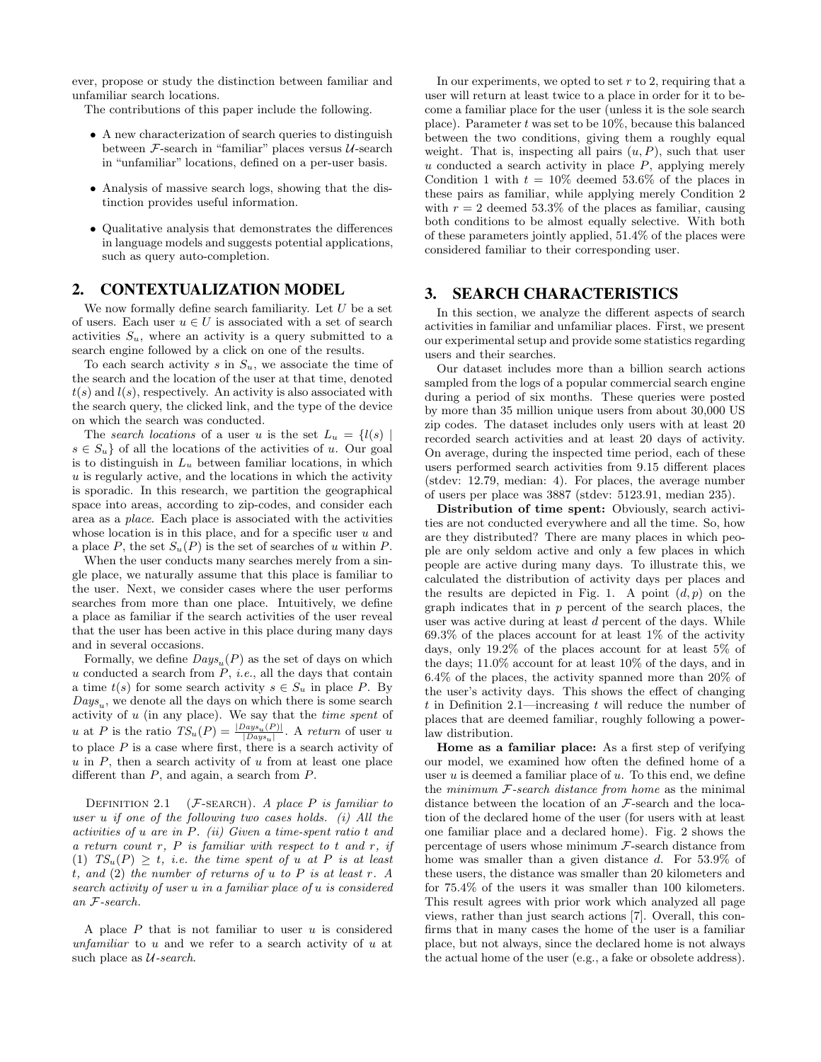ever, propose or study the distinction between familiar and unfamiliar search locations.

The contributions of this paper include the following.

- A new characterization of search queries to distinguish between $\mathcal{F}$-search in "familiar" places versus $\mathcal{U}$-search in "unfamiliar" locations, defined on a per-user basis.
- Analysis of massive search logs, showing that the distinction provides useful information.
- Qualitative analysis that demonstrates the differences in language models and suggests potential applications, such as query auto-completion.

## 2. CONTEXTUALIZATION MODEL

We now formally define search familiarity. Let $U$ be a set of users. Each user $u \in U$ is associated with a set of search activities $S_u$, where an activity is a query submitted to a search engine followed by a click on one of the results.

To each search activity $s$ in $S_u$, we associate the time of the search and the location of the user at that time, denoted $t(s)$ and $l(s)$, respectively. An activity is also associated with the search query, the clicked link, and the type of the device on which the search was conducted.

The *search locations* of a user $u$ is the set $L_u = \{l(s) \mid s \in S_u\}$ of all the locations of the activities of $u$. Our goal is to distinguish in $L_u$ between familiar locations, in which $u$ is regularly active, and the locations in which the activity is sporadic. In this research, we partition the geographical space into areas, according to zip-codes, and consider each area as a *place*. Each place is associated with the activities whose location is in this place, and for a specific user $u$ and a place $P$, the set $S_u(P)$ is the set of searches of $u$ within $P$.

When the user conducts many searches merely from a single place, we naturally assume that this place is familiar to the user. Next, we consider cases where the user performs searches from more than one place. Intuitively, we define a place as familiar if the search activities of the user reveal that the user has been active in this place during many days and in several occasions.

Formally, we define $Days_u(P)$ as the set of days on which $u$ conducted a search from $P$, *i.e.*, all the days that contain a time $t(s)$ for some search activity $s \in S_u$ in place $P$. By $Days_u$, we denote all the days on which there is some search activity of $u$ (in any place). We say that the *time spent* of $u$ at $P$ is the ratio $TS_u(P) = \frac{|Days_u(P)|}{|Days_u|}$. A *return* of user $u$ to place $P$ is a case where first, there is a search activity of $u$ in $P$, then a search activity of $u$ from at least one place different than $P$, and again, a search from $P$.

Definition 2.1 ($\mathcal{F}$-search). *A place $P$ is familiar to user $u$ if one of the following two cases holds. (i) All the activities of $u$ are in $P$. (ii) Given a time-spent ratio $t$ and a return count $r$, $P$ is familiar with respect to $t$ and $r$, if (1) $TS_u(P) \geq t$, i.e. the time spent of $u$ at $P$ is at least $t$, and (2) the number of returns of $u$ to $P$ is at least $r$. A search activity of user $u$ in a familiar place of $u$ is considered an $\mathcal{F}$-search.*

A place $P$ that is not familiar to user $u$ is considered *unfamiliar* to $u$ and we refer to a search activity of $u$ at such place as *$\mathcal{U}$-search*.

In our experiments, we opted to set $r$ to 2, requiring that a user will return at least twice to a place in order for it to become a familiar place for the user (unless it is the sole search place). Parameter $t$ was set to be 10%, because this balanced between the two conditions, giving them a roughly equal weight. That is, inspecting all pairs $(u, P)$, such that user $u$ conducted a search activity in place $P$, applying merely Condition 1 with $t = 10\%$ deemed 53.6% of the places in these pairs as familiar, while applying merely Condition 2 with $r = 2$ deemed 53.3% of the places as familiar, causing both conditions to be almost equally selective. With both of these parameters jointly applied, 51.4% of the places were considered familiar to their corresponding user.

## 3. SEARCH CHARACTERISTICS

In this section, we analyze the different aspects of search activities in familiar and unfamiliar places. First, we present our experimental setup and provide some statistics regarding users and their searches.

Our dataset includes more than a billion search actions sampled from the logs of a popular commercial search engine during a period of six months. These queries were posted by more than 35 million unique users from about 30,000 US zip codes. The dataset includes only users with at least 20 recorded search activities and at least 20 days of activity. On average, during the inspected time period, each of these users performed search activities from 9.15 different places (stdev: 12.79, median: 4). For places, the average number of users per place was 3887 (stdev: 5123.91, median 235).

**Distribution of time spent:** Obviously, search activities are not conducted everywhere and all the time. So, how are they distributed? There are many places in which people are only seldom active and only a few places in which people are active during many days. To illustrate this, we calculated the distribution of activity days per places and the results are depicted in Fig. 1. A point $(d, p)$ on the graph indicates that in $p$ percent of the search places, the user was active during at least $d$ percent of the days. While 69.3% of the places account for at least 1% of the activity days, only 19.2% of the places account for at least 5% of the days; 11.0% account for at least 10% of the days, and in 6.4% of the places, the activity spanned more than 20% of the user's activity days. This shows the effect of changing $t$ in Definition 2.1—increasing $t$ will reduce the number of places that are deemed familiar, roughly following a power-law distribution.

**Home as a familiar place:** As a first step of verifying our model, we examined how often the defined home of a user $u$ is deemed a familiar place of $u$. To this end, we define the *minimum $\mathcal{F}$-search distance from home* as the minimal distance between the location of an $\mathcal{F}$-search and the location of the declared home of the user (for users with at least one familiar place and a declared home). Fig. 2 shows the percentage of users whose minimum $\mathcal{F}$-search distance from home was smaller than a given distance $d$. For 53.9% of these users, the distance was smaller than 20 kilometers and for 75.4% of the users it was smaller than 100 kilometers. This result agrees with prior work which analyzed all page views, rather than just search actions [7]. Overall, this confirms that in many cases the home of the user is a familiar place, but not always, since the declared home is not always the actual home of the user (e.g., a fake or obsolete address).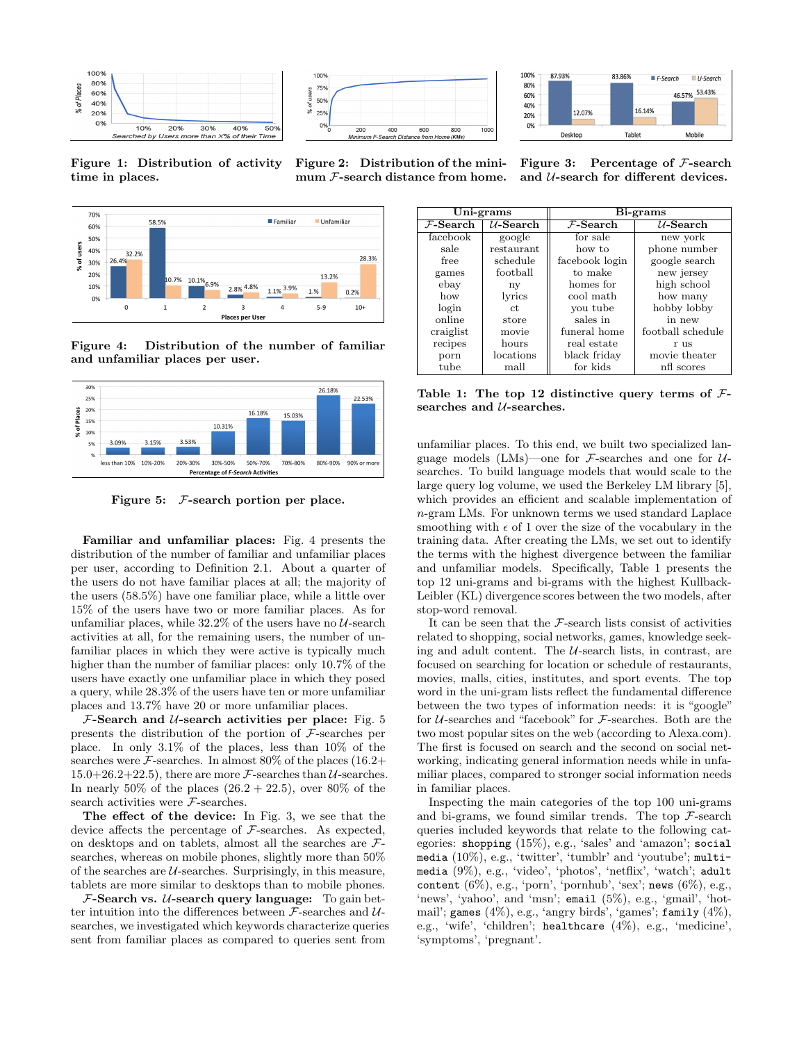Figure 1: Distribution of activity time in places.

Figure 2: Distribution of the minimum $\mathcal{F}$-search distance from home.

Figure 3: Percentage of $\mathcal{F}$-search and $\mathcal{U}$-search for different devices.

Figure 4: Distribution of the number of familiar and unfamiliar places per user.

Figure 5: $\mathcal{F}$-search portion per place.

**Familiar and unfamiliar places:** Fig. 4 presents the distribution of the number of familiar and unfamiliar places per user, according to Definition 2.1. About a quarter of the users do not have familiar places at all; the majority of the users (58.5%) have one familiar place, while a little over 15% of the users have two or more familiar places. As for unfamiliar places, while 32.2% of the users have no $\mathcal{U}$-search activities at all, for the remaining users, the number of unfamiliar places in which they were active is typically much higher than the number of familiar places: only 10.7% of the users have exactly one unfamiliar place in which they posed a query, while 28.3% of the users have ten or more unfamiliar places and 13.7% have 20 or more unfamiliar places.

**$\mathcal{F}$-Search and $\mathcal{U}$-search activities per place:** Fig. 5 presents the distribution of the portion of $\mathcal{F}$-searches per place. In only 3.1% of the places, less than 10% of the searches were $\mathcal{F}$-searches. In almost 80% of the places (16.2+ 15.0+26.2+22.5), there are more $\mathcal{F}$-searches than $\mathcal{U}$-searches. In nearly 50% of the places (26.2 + 22.5), over 80% of the search activities were $\mathcal{F}$-searches.

**The effect of the device:** In Fig. 3, we see that the device affects the percentage of $\mathcal{F}$-searches. As expected, on desktops and on tablets, almost all the searches are $\mathcal{F}$-searches, whereas on mobile phones, slightly more than 50% of the searches are $\mathcal{U}$-searches. Surprisingly, in this measure, tablets are more similar to desktops than to mobile phones.

**$\mathcal{F}$-Search vs. $\mathcal{U}$-search query language:** To gain better intuition into the differences between $\mathcal{F}$-searches and $\mathcal{U}$-searches, we investigated which keywords characterize queries sent from familiar places as compared to queries sent from unfamiliar places. To this end, we built two specialized language models (LMs)—one for $\mathcal{F}$-searches and one for $\mathcal{U}$-searches. To build language models that would scale to the large query log volume, we used the Berkeley LM library [5], which provides an efficient and scalable implementation of $n$-gram LMs. For unknown terms we used standard Laplace smoothing with $\epsilon$ of 1 over the size of the vocabulary in the training data. After creating the LMs, we set out to identify the terms with the highest divergence between the familiar and unfamiliar models. Specifically, Table 1 presents the top 12 uni-grams and bi-grams with the highest Kullback-Leibler (KL) divergence scores between the two models, after stop-word removal.

| Uni-grams | | Bi-grams | |
|---|---|---|---|
| $\mathcal{F}$-Search | $\mathcal{U}$-Search | $\mathcal{F}$-Search | $\mathcal{U}$-Search |
| facebook | google | for sale | new york |
| sale | restaurant | how to | phone number |
| free | schedule | facebook login | google search |
| games | football | to make | new jersey |
| ebay | ny | homes for | high school |
| how | lyrics | cool math | how many |
| login | ct | you tube | hobby lobby |
| online | store | sales in | in new |
| craiglist | movie | funeral home | football schedule |
| recipes | hours | real estate | r us |
| porn | locations | black friday | movie theater |
| tube | mall | for kids | nfl scores |

**Table 1: The top 12 distinctive query terms of $\mathcal{F}$-searches and $\mathcal{U}$-searches.**

It can be seen that the $\mathcal{F}$-search lists consist of activities related to shopping, social networks, games, knowledge seeking and adult content. The $\mathcal{U}$-search lists, in contrast, are focused on searching for location or schedule of restaurants, movies, malls, cities, institutes, and sport events. The top word in the uni-gram lists reflect the fundamental difference between the two types of information needs: it is "google" for $\mathcal{U}$-searches and "facebook" for $\mathcal{F}$-searches. Both are the two most popular sites on the web (according to Alexa.com). The first is focused on search and the second on social networking, indicating general information needs while in unfamiliar places, compared to stronger social information needs in familiar places.

Inspecting the main categories of the top 100 uni-grams and bi-grams, we found similar trends. The top $\mathcal{F}$-search queries included keywords that relate to the following categories: `shopping` (15%), e.g., 'sales' and 'amazon'; `social media` (10%), e.g., 'twitter', 'tumblr' and 'youtube'; `multi-media` (9%), e.g., 'video', 'photos', 'netflix', 'watch'; `adult content` (6%), e.g., 'porn', 'pornhub', 'sex'; `news` (6%), e.g., 'news', 'yahoo', and 'msn'; `email` (5%), e.g., 'gmail', 'hotmail'; `games` (4%), e.g., 'angry birds', 'games'; `family` (4%), e.g., 'wife', 'children'; `healthcare` (4%), e.g., 'medicine', 'symptoms', 'pregnant'.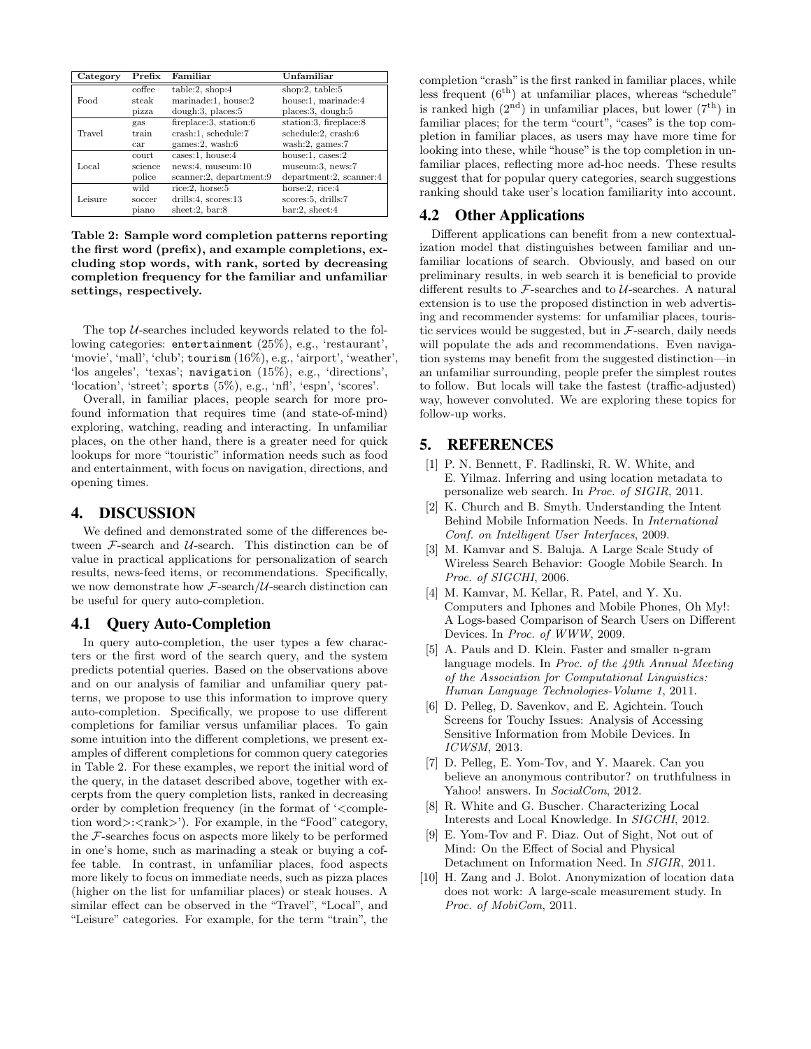| Category | Prefix | Familiar | Unfamiliar |
|---|---|---|---|
| Food | coffee | table:2, shop:4 | shop:2, table:5 |
| | steak | marinade:1, house:2 | house:1, marinade:4 |
| | pizza | dough:3, places:5 | places:3, dough:5 |
| Travel | gas | fireplace:3, station:6 | station:3, fireplace:8 |
| | train | crash:1, schedule:7 | schedule:2, crash:6 |
| | car | games:2, wash:6 | wash:2, games:7 |
| Local | court | cases:1, house:4 | house:1, cases:2 |
| | science | news:4, museum:10 | museum:3, news:7 |
| | police | scanner:2, department:9 | department:2, scanner:4 |
| Leisure | wild | rice:2, horse:5 | horse:2, rice:4 |
| | soccer | drills:4, scores:13 | scores:5, drills:7 |
| | piano | sheet:2, bar:8 | bar:2, sheet:4 |

**Table 2: Sample word completion patterns reporting the first word (prefix), and example completions, excluding stop words, with rank, sorted by decreasing completion frequency for the familiar and unfamiliar settings, respectively.**

The top $\mathcal{U}$-searches included keywords related to the following categories: `entertainment` (25%), e.g., 'restaurant', 'movie', 'mall', 'club'; `tourism` (16%), e.g., 'airport', 'weather', 'los angeles', 'texas'; `navigation` (15%), e.g., 'directions', 'location', 'street'; `sports` (5%), e.g., 'nfl', 'espn', 'scores'.

Overall, in familiar places, people search for more profound information that requires time (and state-of-mind) exploring, watching, reading and interacting. In unfamiliar places, on the other hand, there is a greater need for quick lookups for more "touristic" information needs such as food and entertainment, with focus on navigation, directions, and opening times.

## 4. DISCUSSION

We defined and demonstrated some of the differences between $\mathcal{F}$-search and $\mathcal{U}$-search. This distinction can be of value in practical applications for personalization of search results, news-feed items, or recommendations. Specifically, we now demonstrate how $\mathcal{F}$-search/$\mathcal{U}$-search distinction can be useful for query auto-completion.

### 4.1 Query Auto-Completion

In query auto-completion, the user types a few characters or the first word of the search query, and the system predicts potential queries. Based on the observations above and on our analysis of familiar and unfamiliar query patterns, we propose to use this information to improve query auto-completion. Specifically, we propose to use different completions for familiar versus unfamiliar places. To gain some intuition into the different completions, we present examples of different completions for common query categories in Table 2. For these examples, we report the initial word of the query, in the dataset described above, together with excerpts from the query completion lists, ranked in decreasing order by completion frequency (in the format of '<completion word>:<rank>'). For example, in the "Food" category, the $\mathcal{F}$-searches focus on aspects more likely to be performed in one's home, such as marinading a steak or buying a coffee table. In contrast, in unfamiliar places, food aspects more likely to focus on immediate needs, such as pizza places (higher on the list for unfamiliar places) or steak houses. A similar effect can be observed in the "Travel", "Local", and "Leisure" categories. For example, for the term "train", the completion "crash" is the first ranked in familiar places, while less frequent ($6^{\text{th}}$) at unfamiliar places, whereas "schedule" is ranked high ($2^{\text{nd}}$) in unfamiliar places, but lower ($7^{\text{th}}$) in familiar places; for the term "court", "cases" is the top completion in familiar places, as users may have more time for looking into these, while "house" is the top completion in unfamiliar places, reflecting more ad-hoc needs. These results suggest that for popular query categories, search suggestions ranking should take user's location familiarity into account.

### 4.2 Other Applications

Different applications can benefit from a new contextualization model that distinguishes between familiar and unfamiliar locations of search. Obviously, and based on our preliminary results, in web search it is beneficial to provide different results to $\mathcal{F}$-searches and to $\mathcal{U}$-searches. A natural extension is to use the proposed distinction in web advertising and recommender systems: for unfamiliar places, touristic services would be suggested, but in $\mathcal{F}$-search, daily needs will populate the ads and recommendations. Even navigation systems may benefit from the suggested distinction—in an unfamiliar surrounding, people prefer the simplest routes to follow. But locals will take the fastest (traffic-adjusted) way, however convoluted. We are exploring these topics for follow-up works.

## 5. REFERENCES

[1] P. N. Bennett, F. Radlinski, R. W. White, and E. Yilmaz. Inferring and using location metadata to personalize web search. In *Proc. of SIGIR*, 2011.

[2] K. Church and B. Smyth. Understanding the Intent Behind Mobile Information Needs. In *International Conf. on Intelligent User Interfaces*, 2009.

[3] M. Kamvar and S. Baluja. A Large Scale Study of Wireless Search Behavior: Google Mobile Search. In *Proc. of SIGCHI*, 2006.

[4] M. Kamvar, M. Kellar, R. Patel, and Y. Xu. Computers and Iphones and Mobile Phones, Oh My!: A Logs-based Comparison of Search Users on Different Devices. In *Proc. of WWW*, 2009.

[5] A. Pauls and D. Klein. Faster and smaller n-gram language models. In *Proc. of the 49th Annual Meeting of the Association for Computational Linguistics: Human Language Technologies-Volume 1*, 2011.

[6] D. Pelleg, D. Savenkov, and E. Agichtein. Touch Screens for Touchy Issues: Analysis of Accessing Sensitive Information from Mobile Devices. In *ICWSM*, 2013.

[7] D. Pelleg, E. Yom-Tov, and Y. Maarek. Can you believe an anonymous contributor? on truthfulness in Yahoo! answers. In *SocialCom*, 2012.

[8] R. White and G. Buscher. Characterizing Local Interests and Local Knowledge. In *SIGCHI*, 2012.

[9] E. Yom-Tov and F. Diaz. Out of Sight, Not out of Mind: On the Effect of Social and Physical Detachment on Information Need. In *SIGIR*, 2011.

[10] H. Zang and J. Bolot. Anonymization of location data does not work: A large-scale measurement study. In *Proc. of MobiCom*, 2011.